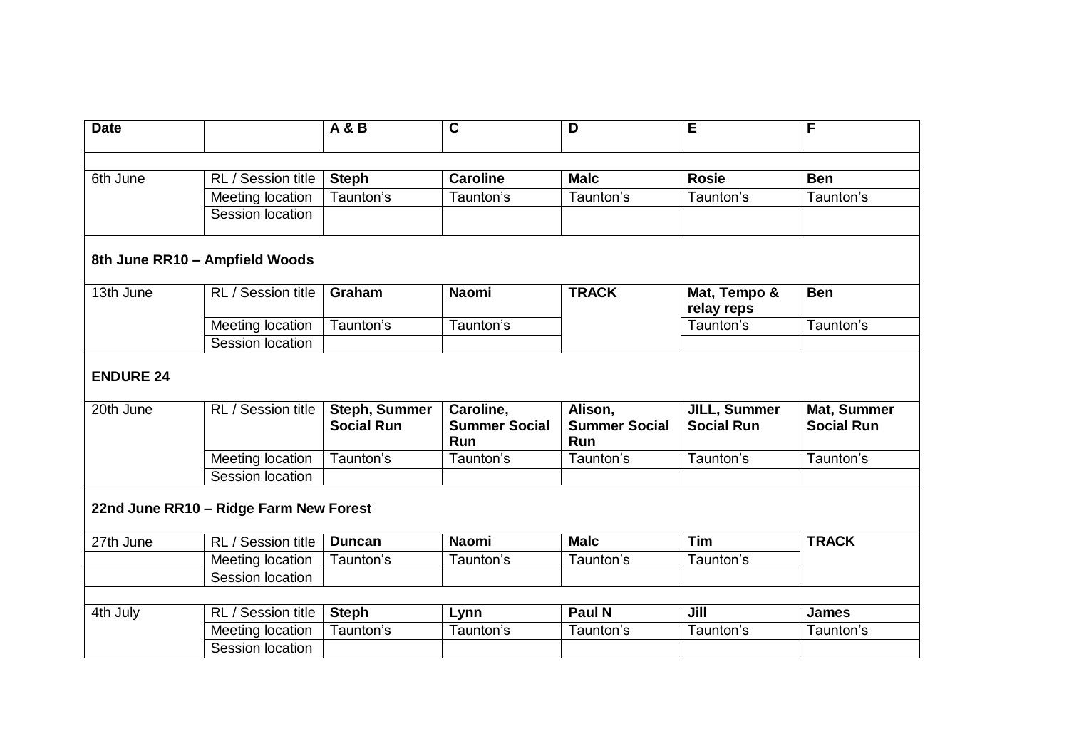| Date | | A & B | C | D | E | F |
|---|---|---|---|---|---|---|
| | | | | | | |
| 6th June | RL / Session title | **Steph** | **Caroline** | **Malc** | **Rosie** | **Ben** |
| | Meeting location | Taunton's | Taunton's | Taunton's | Taunton's | Taunton's |
| | Session location | | | | | |
| **8th June RR10 – Ampfield Woods** | | | | | | |
| 13th June | RL / Session title | **Graham** | **Naomi** | **TRACK** | **Mat, Tempo & relay reps** | **Ben** |
| | Meeting location | Taunton's | Taunton's | | Taunton's | Taunton's |
| | Session location | | | | | |
| **ENDURE 24** | | | | | | |
| 20th June | RL / Session title | **Steph, Summer Social Run** | **Caroline, Summer Social Run** | **Alison, Summer Social Run** | **JILL, Summer Social Run** | **Mat, Summer Social Run** |
| | Meeting location | Taunton's | Taunton's | Taunton's | Taunton's | Taunton's |
| | Session location | | | | | |
| **22nd June RR10 – Ridge Farm New Forest** | | | | | | |
| 27th June | RL / Session title | **Duncan** | **Naomi** | **Malc** | **Tim** | **TRACK** |
| | Meeting location | Taunton's | Taunton's | Taunton's | Taunton's | |
| | Session location | | | | | |
| | | | | | | |
| 4th July | RL / Session title | **Steph** | **Lynn** | **Paul N** | **Jill** | **James** |
| | Meeting location | Taunton's | Taunton's | Taunton's | Taunton's | Taunton's |
| | Session location | | | | | |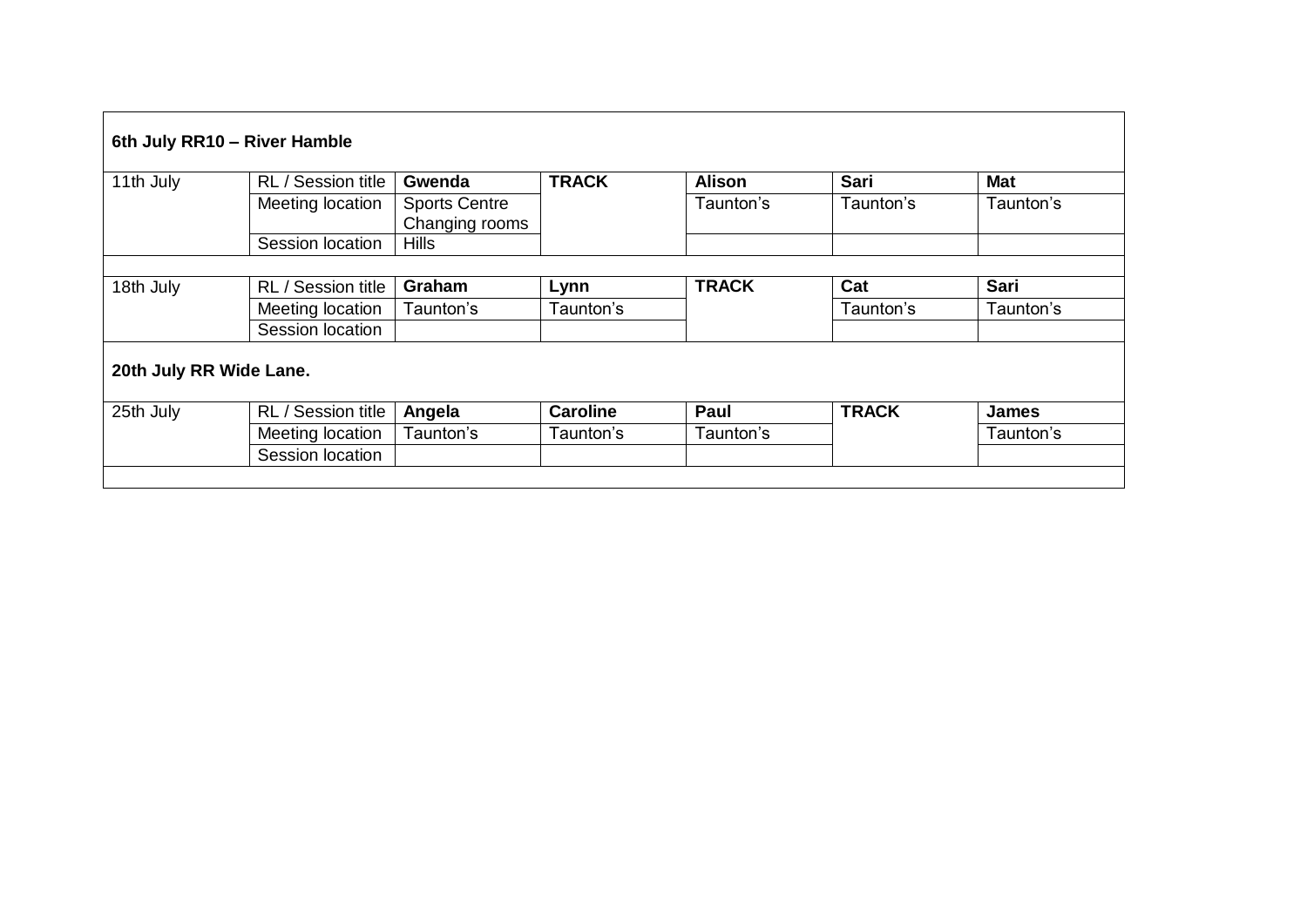| | | | | | | |
|---|---|---|---|---|---|---|
| **6th July RR10 – River Hamble** | | | | | | |
| 11th July | RL / Session title | **Gwenda** | **TRACK** | **Alison** | **Sari** | **Mat** |
| | Meeting location | Sports Centre Changing rooms | | Taunton's | Taunton's | Taunton's |
| | Session location | Hills | | | | |
| | | | | | | |
| 18th July | RL / Session title | **Graham** | **Lynn** | **TRACK** | **Cat** | **Sari** |
| | Meeting location | Taunton's | Taunton's | | Taunton's | Taunton's |
| | Session location | | | | | |
| **20th July RR Wide Lane.** | | | | | | |
| 25th July | RL / Session title | **Angela** | **Caroline** | **Paul** | **TRACK** | **James** |
| | Meeting location | Taunton's | Taunton's | Taunton's | | Taunton's |
| | Session location | | | | | |